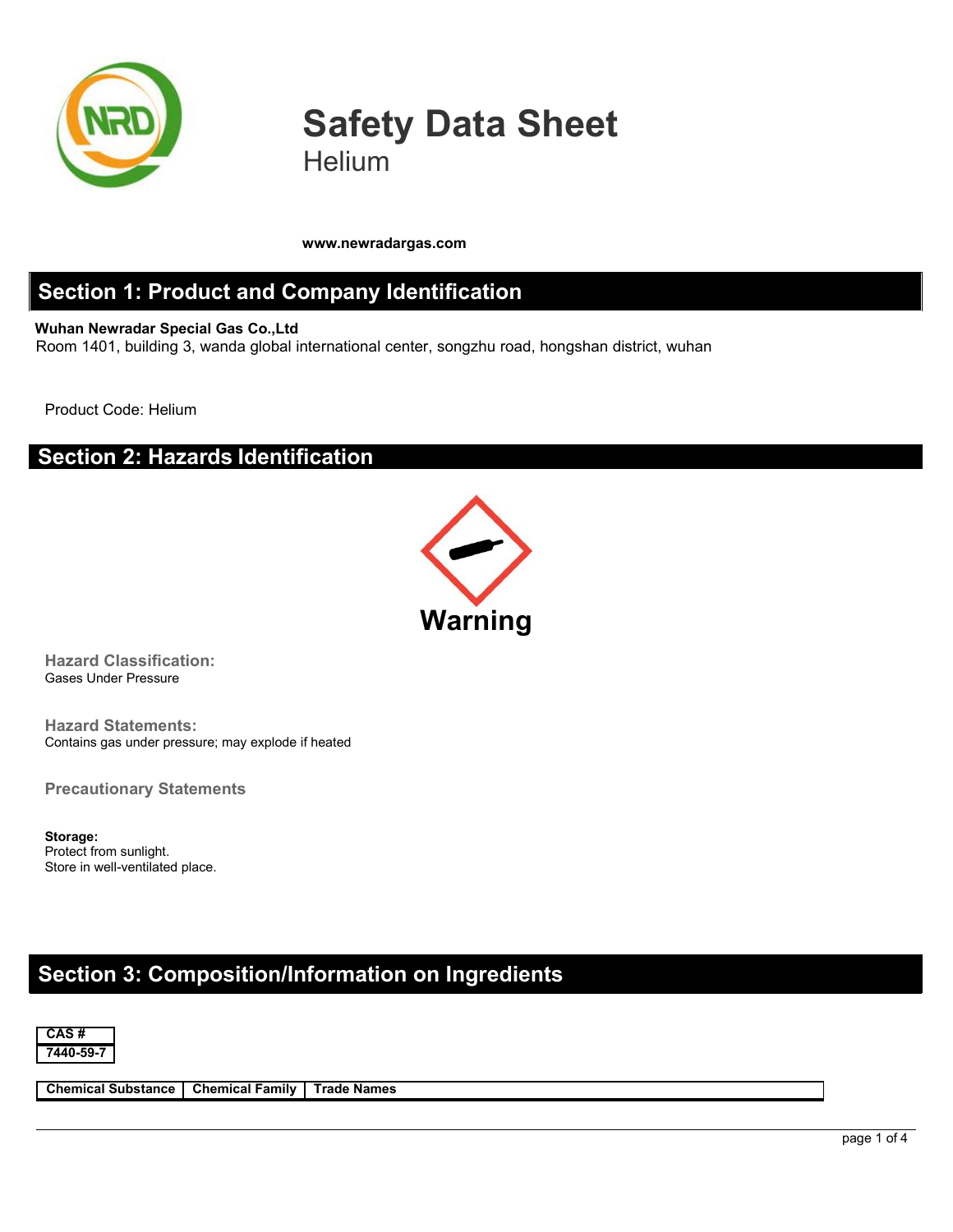# Safety Data Sheet

Helium

**www.newradargas.com**

## Section 1: Product and Company Identification

**Wuhan Newradar Special Gas Co.,Ltd**

Room 1401, building 3, wanda global international center, songzhu road, hongshan district, wuhan

Product Code: Helium

## Section 2: Hazards Identification

**Warning**

### Hazard Classification:

Gases Under Pressure

### Hazard Statements:

Contains gas under pressure; may explode if heated

### Precautionary Statements

**Storage:**

Protect from sunlight.

Store in well-ventilated place.

## Section 3: Composition/Information on Ingredients

| CAS # |
|---|
| 7440-59-7 |

| Chemical Substance | Chemical Family | Trade Names |
|---|---|---|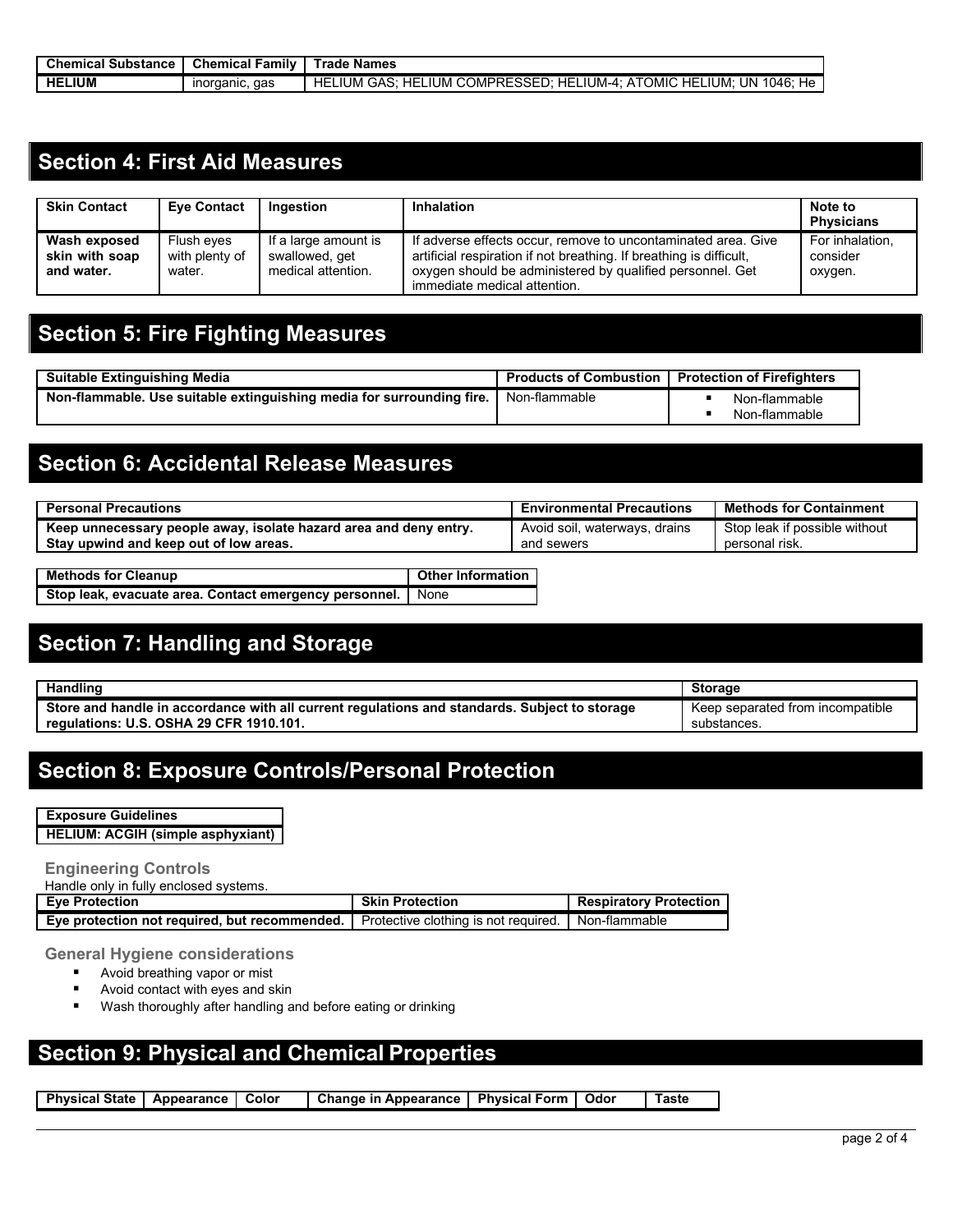| Chemical Substance | Chemical Family | Trade Names |
|---|---|---|
| **HELIUM** | inorganic, gas | HELIUM GAS; HELIUM COMPRESSED; HELIUM-4; ATOMIC HELIUM; UN 1046; He |

## Section 4: First Aid Measures

| Skin Contact | Eye Contact | Ingestion | Inhalation | Note to Physicians |
|---|---|---|---|---|
| **Wash exposed skin with soap and water.** | Flush eyes with plenty of water. | If a large amount is swallowed, get medical attention. | If adverse effects occur, remove to uncontaminated area. Give artificial respiration if not breathing. If breathing is difficult, oxygen should be administered by qualified personnel. Get immediate medical attention. | For inhalation, consider oxygen. |

## Section 5: Fire Fighting Measures

| Suitable Extinguishing Media | Products of Combustion | Protection of Firefighters |
|---|---|---|
| **Non-flammable. Use suitable extinguishing media for surrounding fire.** | Non-flammable | ▪ Non-flammable<br>▪ Non-flammable |

## Section 6: Accidental Release Measures

| Personal Precautions | Environmental Precautions | Methods for Containment |
|---|---|---|
| **Keep unnecessary people away, isolate hazard area and deny entry. Stay upwind and keep out of low areas.** | Avoid soil, waterways, drains and sewers | Stop leak if possible without personal risk. |

| Methods for Cleanup | Other Information |
|---|---|
| **Stop leak, evacuate area. Contact emergency personnel.** | None |

## Section 7: Handling and Storage

| Handling | Storage |
|---|---|
| **Store and handle in accordance with all current regulations and standards. Subject to storage regulations: U.S. OSHA 29 CFR 1910.101.** | Keep separated from incompatible substances. |

## Section 8: Exposure Controls/Personal Protection

| Exposure Guidelines |
|---|
| **HELIUM: ACGIH (simple asphyxiant)** |

### Engineering Controls

Handle only in fully enclosed systems.

| Eye Protection | Skin Protection | Respiratory Protection |
|---|---|---|
| **Eye protection not required, but recommended.** | Protective clothing is not required. | Non-flammable |

### General Hygiene considerations

- Avoid breathing vapor or mist
- Avoid contact with eyes and skin
- Wash thoroughly after handling and before eating or drinking

## Section 9: Physical and Chemical Properties

| Physical State | Appearance | Color | Change in Appearance | Physical Form | Odor | Taste |
|---|---|---|---|---|---|---|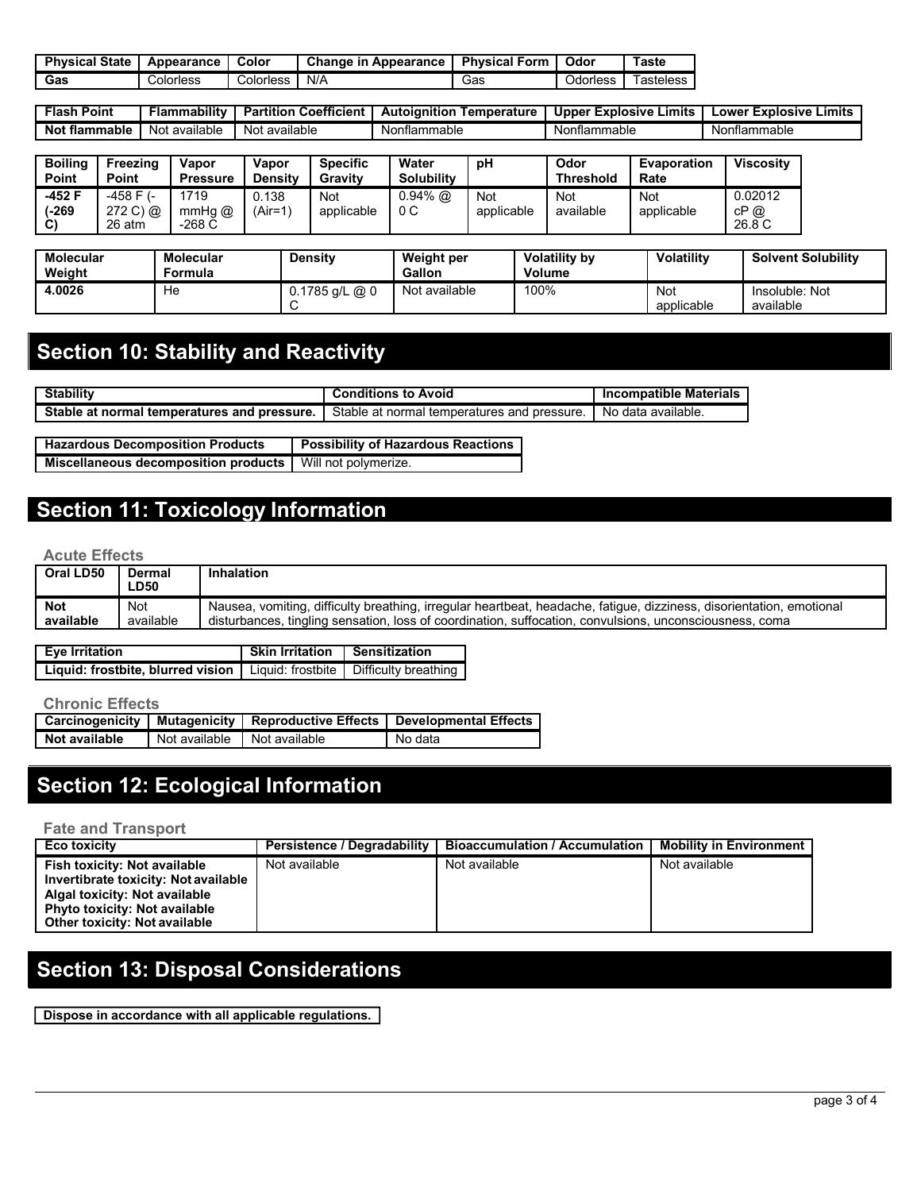| Physical State | Appearance | Color | Change in Appearance | Physical Form | Odor | Taste |
|---|---|---|---|---|---|---|
| Gas | Colorless | Colorless | N/A | Gas | Odorless | Tasteless |

| Flash Point | Flammability | Partition Coefficient | Autoignition Temperature | Upper Explosive Limits | Lower Explosive Limits |
|---|---|---|---|---|---|
| Not flammable | Not available | Not available | Nonflammable | Nonflammable | Nonflammable |

| Boiling Point | Freezing Point | Vapor Pressure | Vapor Density | Specific Gravity | Water Solubility | pH | Odor Threshold | Evaporation Rate | Viscosity |
|---|---|---|---|---|---|---|---|---|---|
| -452 F (-269 C) | -458 F (-272 C) @ 26 atm | 1719 mmHg @ -268 C | 0.138 (Air=1) | Not applicable | 0.94% @ 0 C | Not applicable | Not available | Not applicable | 0.02012 cP @ 26.8 C |

| Molecular Weight | Molecular Formula | Density | Weight per Gallon | Volatility by Volume | Volatility | Solvent Solubility |
|---|---|---|---|---|---|---|
| 4.0026 | He | 0.1785 g/L @ 0 C | Not available | 100% | Not applicable | Insoluble: Not available |

# Section 10: Stability and Reactivity

| Stability | Conditions to Avoid | Incompatible Materials |
|---|---|---|
| Stable at normal temperatures and pressure. | Stable at normal temperatures and pressure. | No data available. |

| Hazardous Decomposition Products | Possibility of Hazardous Reactions |
|---|---|
| Miscellaneous decomposition products | Will not polymerize. |

# Section 11: Toxicology Information

### Acute Effects

| Oral LD50 | Dermal LD50 | Inhalation |
|---|---|---|
| Not available | Not available | Nausea, vomiting, difficulty breathing, irregular heartbeat, headache, fatigue, dizziness, disorientation, emotional disturbances, tingling sensation, loss of coordination, suffocation, convulsions, unconsciousness, coma |

| Eye Irritation | Skin Irritation | Sensitization |
|---|---|---|
| Liquid: frostbite, blurred vision | Liquid: frostbite | Difficulty breathing |

### Chronic Effects

| Carcinogenicity | Mutagenicity | Reproductive Effects | Developmental Effects |
|---|---|---|---|
| Not available | Not available | Not available | No data |

# Section 12: Ecological Information

### Fate and Transport

| Eco toxicity | Persistence / Degradability | Bioaccumulation / Accumulation | Mobility in Environment |
|---|---|---|---|
| **Fish toxicity: Not available**<br>**Invertibrate toxicity: Not available**<br>**Algal toxicity: Not available**<br>**Phyto toxicity: Not available**<br>**Other toxicity: Not available** | Not available | Not available | Not available |

# Section 13: Disposal Considerations

**Dispose in accordance with all applicable regulations.**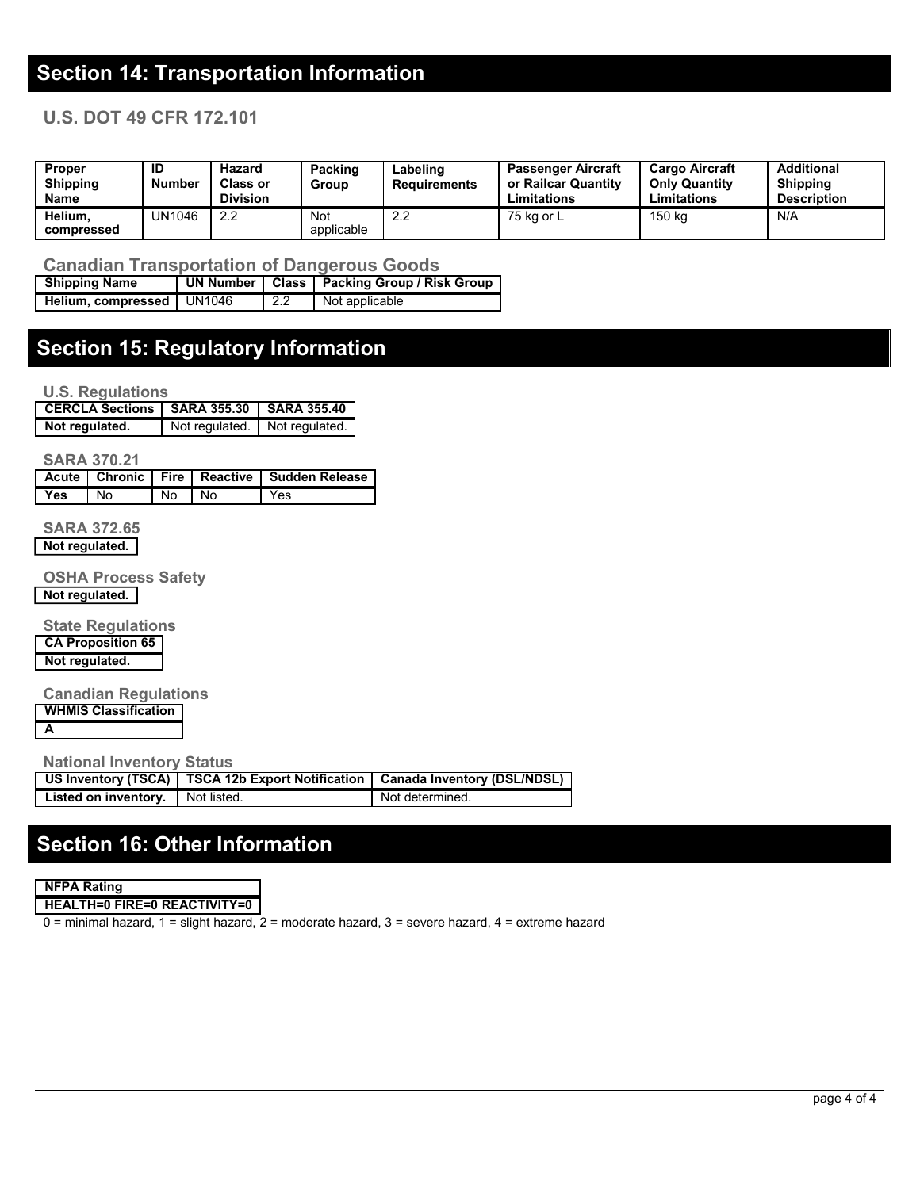# Section 14: Transportation Information

## U.S. DOT 49 CFR 172.101

| Proper Shipping Name | ID Number | Hazard Class or Division | Packing Group | Labeling Requirements | Passenger Aircraft or Railcar Quantity Limitations | Cargo Aircraft Only Quantity Limitations | Additional Shipping Description |
|---|---|---|---|---|---|---|---|
| Helium, compressed | UN1046 | 2.2 | Not applicable | 2.2 | 75 kg or L | 150 kg | N/A |

### Canadian Transportation of Dangerous Goods

| Shipping Name | UN Number | Class | Packing Group / Risk Group |
|---|---|---|---|
| Helium, compressed | UN1046 | 2.2 | Not applicable |

# Section 15: Regulatory Information

### U.S. Regulations

| CERCLA Sections | SARA 355.30 | SARA 355.40 |
|---|---|---|
| Not regulated. | Not regulated. | Not regulated. |

### SARA 370.21

| Acute | Chronic | Fire | Reactive | Sudden Release |
|---|---|---|---|---|
| Yes | No | No | No | Yes |

### SARA 372.65

**Not regulated.**

### OSHA Process Safety

**Not regulated.**

### State Regulations

| CA Proposition 65 |
|---|
| Not regulated. |

### Canadian Regulations

| WHMIS Classification |
|---|
| A |

### National Inventory Status

| US Inventory (TSCA) | TSCA 12b Export Notification | Canada Inventory (DSL/NDSL) |
|---|---|---|
| Listed on inventory. | Not listed. | Not determined. |

# Section 16: Other Information

| NFPA Rating |
|---|
| HEALTH=0 FIRE=0 REACTIVITY=0 |

0 = minimal hazard, 1 = slight hazard, 2 = moderate hazard, 3 = severe hazard, 4 = extreme hazard